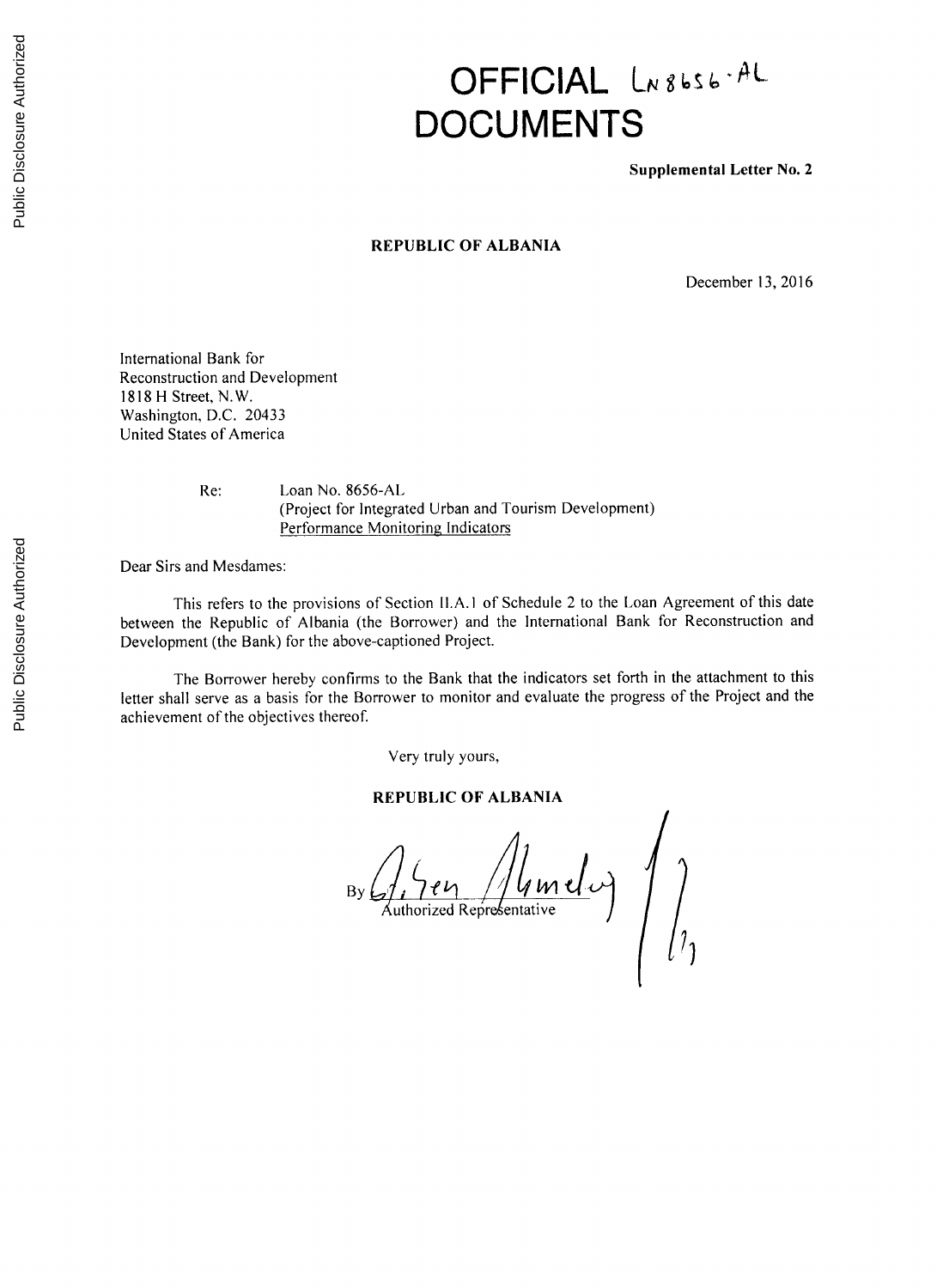# OFFICIAL DOCUMENTS

LN 8656-AL

**Supplemental Letter No. 2**

**REPUBLIC OF ALBANIA**

December 13, 2016

International Bank for
Reconstruction and Development
1818 H Street, N.W.
Washington, D.C. 20433
United States of America

Re: Loan No. 8656-AL
(Project for Integrated Urban and Tourism Development)
Performance Monitoring Indicators

Dear Sirs and Mesdames:

This refers to the provisions of Section II.A.1 of Schedule 2 to the Loan Agreement of this date between the Republic of Albania (the Borrower) and the International Bank for Reconstruction and Development (the Bank) for the above-captioned Project.

The Borrower hereby confirms to the Bank that the indicators set forth in the attachment to this letter shall serve as a basis for the Borrower to monitor and evaluate the progress of the Project and the achievement of the objectives thereof.

Very truly yours,

**REPUBLIC OF ALBANIA**

By ___________________
Authorized Representative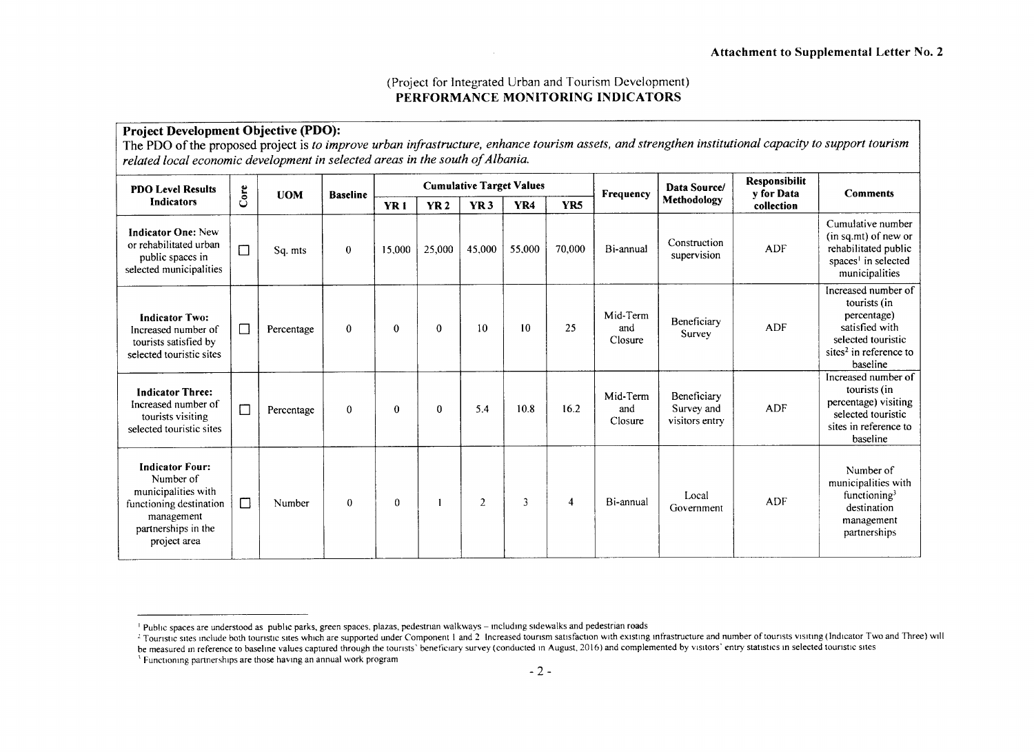**Attachment to Supplemental Letter No. 2**

(Project for Integrated Urban and Tourism Development)
**PERFORMANCE MONITORING INDICATORS**

**Project Development Objective (PDO):**
The PDO of the proposed project is *to improve urban infrastructure, enhance tourism assets, and strengthen institutional capacity to support tourism related local economic development in selected areas in the south of Albania.*

| PDO Level Results Indicators | Core | UOM | Baseline | Cumulative Target Values | | | | | Frequency | Data Source/ Methodology | Responsibility for Data collection | Comments |
|---|---|---|---|---|---|---|---|---|---|---|---|---|
| | | | | YR 1 | YR 2 | YR 3 | YR4 | YR5 | | | | |
| **Indicator One:** New or rehabilitated urban public spaces in selected municipalities | ☐ | Sq. mts | 0 | 15,000 | 25,000 | 45,000 | 55,000 | 70,000 | Bi-annual | Construction supervision | ADF | Cumulative number (in sq.mt) of new or rehabilitated public spaces[1] in selected municipalities |
| **Indicator Two:** Increased number of tourists satisfied by selected touristic sites | ☐ | Percentage | 0 | 0 | 0 | 10 | 10 | 25 | Mid-Term and Closure | Beneficiary Survey | ADF | Increased number of tourists (in percentage) satisfied with selected touristic sites[2] in reference to baseline |
| **Indicator Three:** Increased number of tourists visiting selected touristic sites | ☐ | Percentage | 0 | 0 | 0 | 5.4 | 10.8 | 16.2 | Mid-Term and Closure | Beneficiary Survey and visitors entry | ADF | Increased number of tourists (in percentage) visiting selected touristic sites in reference to baseline |
| **Indicator Four:** Number of municipalities with functioning destination management partnerships in the project area | ☐ | Number | 0 | 0 | 1 | 2 | 3 | 4 | Bi-annual | Local Government | ADF | Number of municipalities with functioning[3] destination management partnerships |

[1] Public spaces are understood as public parks, green spaces, plazas, pedestrian walkways – including sidewalks and pedestrian roads

[2] Touristic sites include both touristic sites which are supported under Component 1 and 2. Increased tourism satisfaction with existing infrastructure and number of tourists visiting (Indicator Two and Three) will be measured in reference to baseline values captured through the tourists' beneficiary survey (conducted in August, 2016) and complemented by visitors' entry statistics in selected touristic sites

[3] Functioning partnerships are those having an annual work program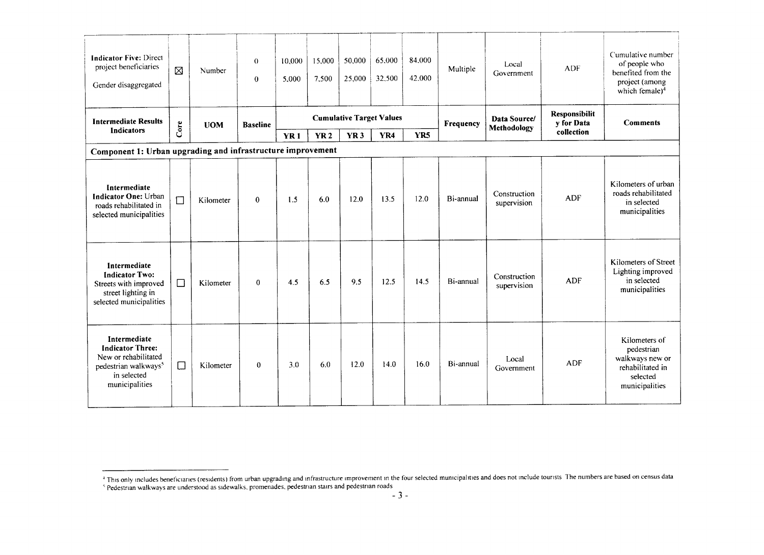| **Indicator Five:** Direct project beneficiaries<br><br>Gender disaggregated | ☒ | Number | 0<br><br>0 | 10,000<br><br>5,000 | 15,000<br><br>7,500 | 50,000<br><br>25,000 | 65,000<br><br>32,500 | 84,000<br><br>42,000 | Multiple | Local Government | ADF | Cumulative number of people who benefited from the project (among which female)[4] |
|---|---|---|---|---|---|---|---|---|---|---|---|---|
| **Intermediate Results Indicators** | **Core** | **UOM** | **Baseline** | **Cumulative Target Values** | | | | | **Frequency** | **Data Source/ Methodology** | **Responsibility for Data collection** | **Comments** |
| | | | | **YR 1** | **YR 2** | **YR 3** | **YR4** | **YR5** | | | | |
| **Component 1: Urban upgrading and infrastructure improvement** | | | | | | | | | | | | |
| **Intermediate Indicator One:** Urban roads rehabilitated in selected municipalities | ☐ | Kilometer | 0 | 1.5 | 6.0 | 12.0 | 13.5 | 12.0 | Bi-annual | Construction supervision | ADF | Kilometers of urban roads rehabilitated in selected municipalities |
| **Intermediate Indicator Two:** Streets with improved street lighting in selected municipalities | ☐ | Kilometer | 0 | 4.5 | 6.5 | 9.5 | 12.5 | 14.5 | Bi-annual | Construction supervision | ADF | Kilometers of Street Lighting improved in selected municipalities |
| **Intermediate Indicator Three:** New or rehabilitated pedestrian walkways[5] in selected municipalities | ☐ | Kilometer | 0 | 3.0 | 6.0 | 12.0 | 14.0 | 16.0 | Bi-annual | Local Government | ADF | Kilometers of pedestrian walkways new or rehabilitated in selected municipalities |

[4] This only includes beneficiaries (residents) from urban upgrading and infrastructure improvement in the four selected municipalities and does not include tourists The numbers are based on census data

[5] Pedestrian walkways are understood as sidewalks, promenades, pedestrian stairs and pedestrian roads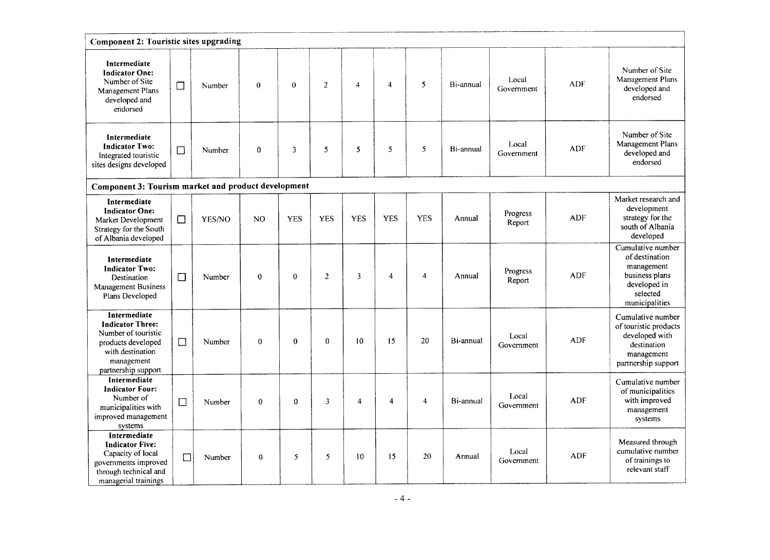| | | | | | | | | | | | | |
|---|---|---|---|---|---|---|---|---|---|---|---|---|
| **Component 2: Touristic sites upgrading** | | | | | | | | | | | | |
| **Intermediate Indicator One:** Number of Site Management Plans developed and endorsed | ☐ | Number | 0 | 0 | 2 | 4 | 4 | 5 | Bi-annual | Local Government | ADF | Number of Site Management Plans developed and endorsed |
| **Intermediate Indicator Two:** Integrated touristic sites designs developed | ☐ | Number | 0 | 3 | 5 | 5 | 5 | 5 | Bi-annual | Local Government | ADF | Number of Site Management Plans developed and endorsed |
| **Component 3: Tourism market and product development** | | | | | | | | | | | | |
| **Intermediate Indicator One:** Market Development Strategy for the South of Albania developed | ☐ | YES/NO | NO | YES | YES | YES | YES | YES | Annual | Progress Report | ADF | Market research and development strategy for the south of Albania developed |
| **Intermediate Indicator Two:** Destination Management Business Plans Developed | ☐ | Number | 0 | 0 | 2 | 3 | 4 | 4 | Annual | Progress Report | ADF | Cumulative number of destination management business plans developed in selected municipalities |
| **Intermediate Indicator Three:** Number of touristic products developed with destination management partnership support | ☐ | Number | 0 | 0 | 0 | 10 | 15 | 20 | Bi-annual | Local Government | ADF | Cumulative number of touristic products developed with destination management partnership support |
| **Intermediate Indicator Four:** Number of municipalities with improved management systems | ☐ | Number | 0 | 0 | 3 | 4 | 4 | 4 | Bi-annual | Local Government | ADF | Cumulative number of municipalities with improved management systems |
| **Intermediate Indicator Five:** Capacity of local governments improved through technical and managerial trainings | ☐ | Number | 0 | 5 | 5 | 10 | 15 | 20 | Annual | Local Government | ADF | Measured through cumulative number of trainings to relevant staff |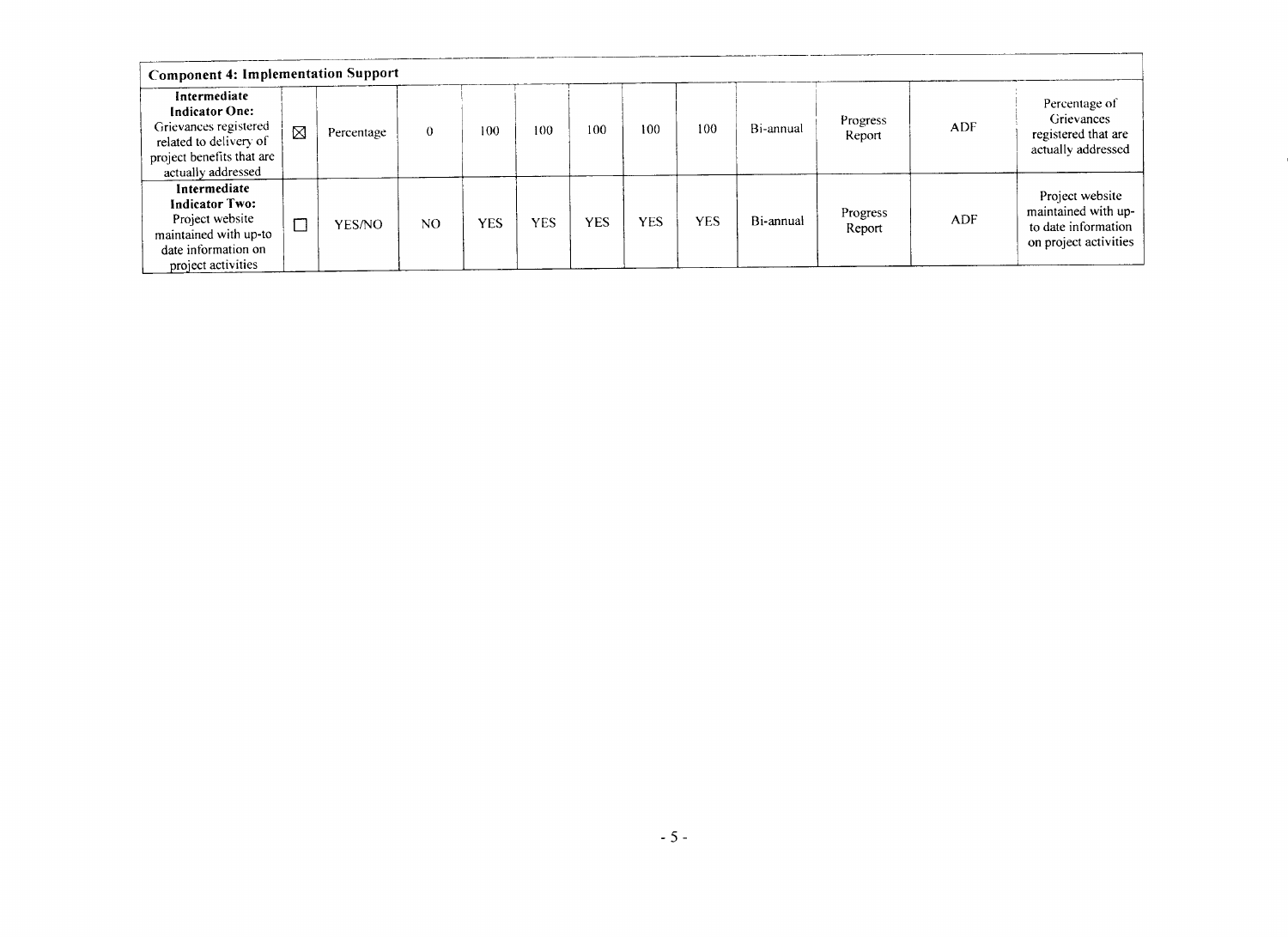| Component 4: Implementation Support | | | | | | | | | | | | |
|---|---|---|---|---|---|---|---|---|---|---|---|---|
| **Intermediate Indicator One:** Grievances registered related to delivery of project benefits that are actually addressed | ☒ | Percentage | 0 | 100 | 100 | 100 | 100 | 100 | Bi-annual | Progress Report | ADF | Percentage of Grievances registered that are actually addressed |
| **Intermediate Indicator Two:** Project website maintained with up-to date information on project activities | ☐ | YES/NO | NO | YES | YES | YES | YES | YES | Bi-annual | Progress Report | ADF | Project website maintained with up-to date information on project activities |